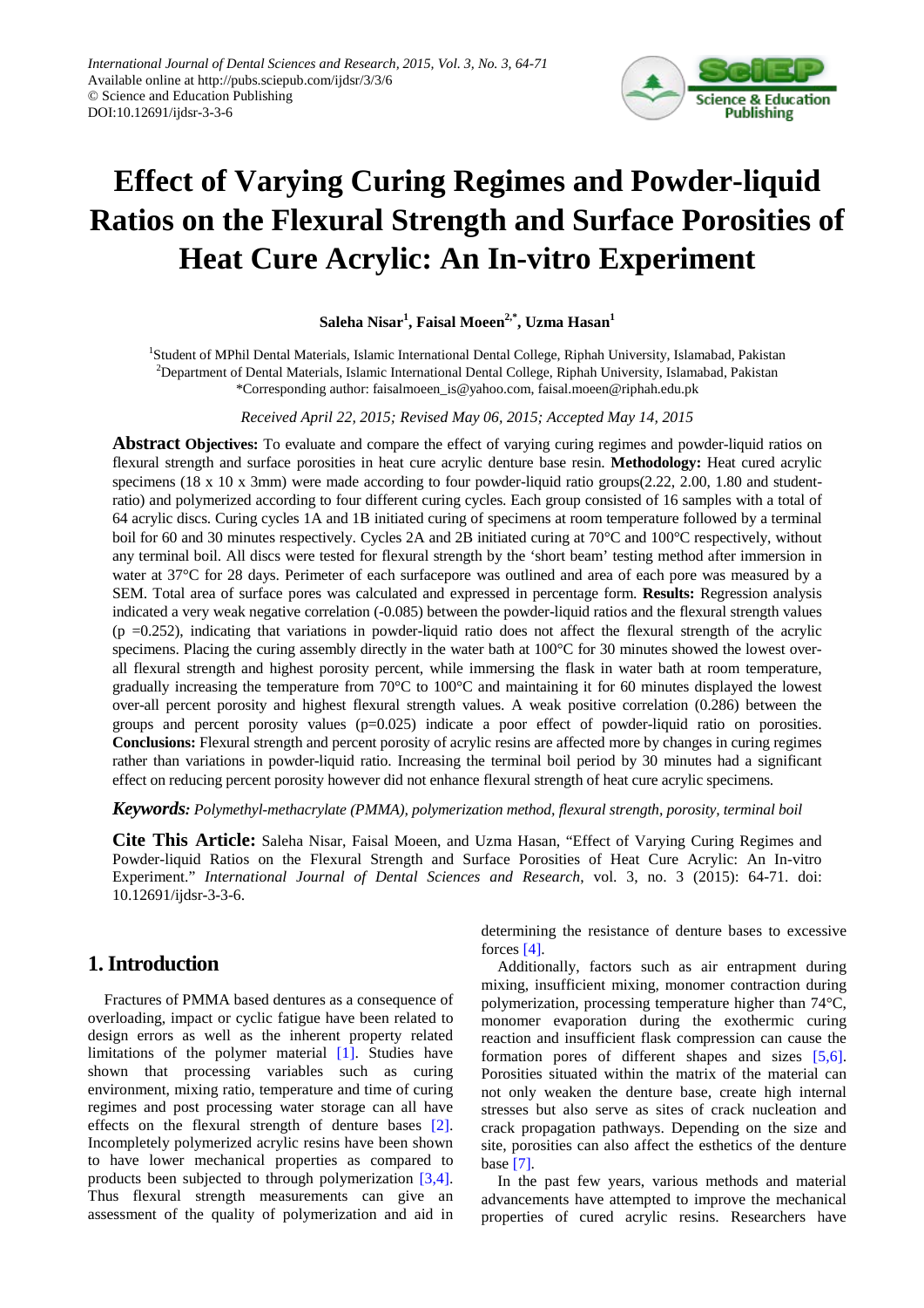International Journal of Dental Sciences and Research, 2015, Vol. 3, No. 3, 64-71
Available online at http://pubs.sciepub.com/ijdsr/3/3/6
© Science and Education Publishing
DOI:10.12691/ijdsr-3-3-6

# Effect of Varying Curing Regimes and Powder-liquid Ratios on the Flexural Strength and Surface Porosities of Heat Cure Acrylic: An In-vitro Experiment

**Saleha Nisar[1], Faisal Moeen[2,*], Uzma Hasan[1]**

[1]Student of MPhil Dental Materials, Islamic International Dental College, Riphah University, Islamabad, Pakistan
[2]Department of Dental Materials, Islamic International Dental College, Riphah University, Islamabad, Pakistan
*Corresponding author: faisalmoeen_is@yahoo.com, faisal.moeen@riphah.edu.pk

*Received April 22, 2015; Revised May 06, 2015; Accepted May 14, 2015*

**Abstract** **Objectives:** To evaluate and compare the effect of varying curing regimes and powder-liquid ratios on flexural strength and surface porosities in heat cure acrylic denture base resin. **Methodology:** Heat cured acrylic specimens (18 x 10 x 3mm) were made according to four powder-liquid ratio groups(2.22, 2.00, 1.80 and student-ratio) and polymerized according to four different curing cycles. Each group consisted of 16 samples with a total of 64 acrylic discs. Curing cycles 1A and 1B initiated curing of specimens at room temperature followed by a terminal boil for 60 and 30 minutes respectively. Cycles 2A and 2B initiated curing at 70°C and 100°C respectively, without any terminal boil. All discs were tested for flexural strength by the 'short beam' testing method after immersion in water at 37°C for 28 days. Perimeter of each surfacepore was outlined and area of each pore was measured by a SEM. Total area of surface pores was calculated and expressed in percentage form. **Results:** Regression analysis indicated a very weak negative correlation (-0.085) between the powder-liquid ratios and the flexural strength values (p =0.252), indicating that variations in powder-liquid ratio does not affect the flexural strength of the acrylic specimens. Placing the curing assembly directly in the water bath at 100°C for 30 minutes showed the lowest over-all flexural strength and highest porosity percent, while immersing the flask in water bath at room temperature, gradually increasing the temperature from 70°C to 100°C and maintaining it for 60 minutes displayed the lowest over-all percent porosity and highest flexural strength values. A weak positive correlation (0.286) between the groups and percent porosity values (p=0.025) indicate a poor effect of powder-liquid ratio on porosities. **Conclusions:** Flexural strength and percent porosity of acrylic resins are affected more by changes in curing regimes rather than variations in powder-liquid ratio. Increasing the terminal boil period by 30 minutes had a significant effect on reducing percent porosity however did not enhance flexural strength of heat cure acrylic specimens.

***Keywords:*** *Polymethyl-methacrylate (PMMA), polymerization method, flexural strength, porosity, terminal boil*

**Cite This Article:** Saleha Nisar, Faisal Moeen, and Uzma Hasan, "Effect of Varying Curing Regimes and Powder-liquid Ratios on the Flexural Strength and Surface Porosities of Heat Cure Acrylic: An In-vitro Experiment." *International Journal of Dental Sciences and Research*, vol. 3, no. 3 (2015): 64-71. doi: 10.12691/ijdsr-3-3-6.

## 1. Introduction

Fractures of PMMA based dentures as a consequence of overloading, impact or cyclic fatigue have been related to design errors as well as the inherent property related limitations of the polymer material [1]. Studies have shown that processing variables such as curing environment, mixing ratio, temperature and time of curing regimes and post processing water storage can all have effects on the flexural strength of denture bases [2]. Incompletely polymerized acrylic resins have been shown to have lower mechanical properties as compared to products been subjected to through polymerization [3,4]. Thus flexural strength measurements can give an assessment of the quality of polymerization and aid in determining the resistance of denture bases to excessive forces [4].

Additionally, factors such as air entrapment during mixing, insufficient mixing, monomer contraction during polymerization, processing temperature higher than 74°C, monomer evaporation during the exothermic curing reaction and insufficient flask compression can cause the formation pores of different shapes and sizes [5,6]. Porosities situated within the matrix of the material can not only weaken the denture base, create high internal stresses but also serve as sites of crack nucleation and crack propagation pathways. Depending on the size and site, porosities can also affect the esthetics of the denture base [7].

In the past few years, various methods and material advancements have attempted to improve the mechanical properties of cured acrylic resins. Researchers have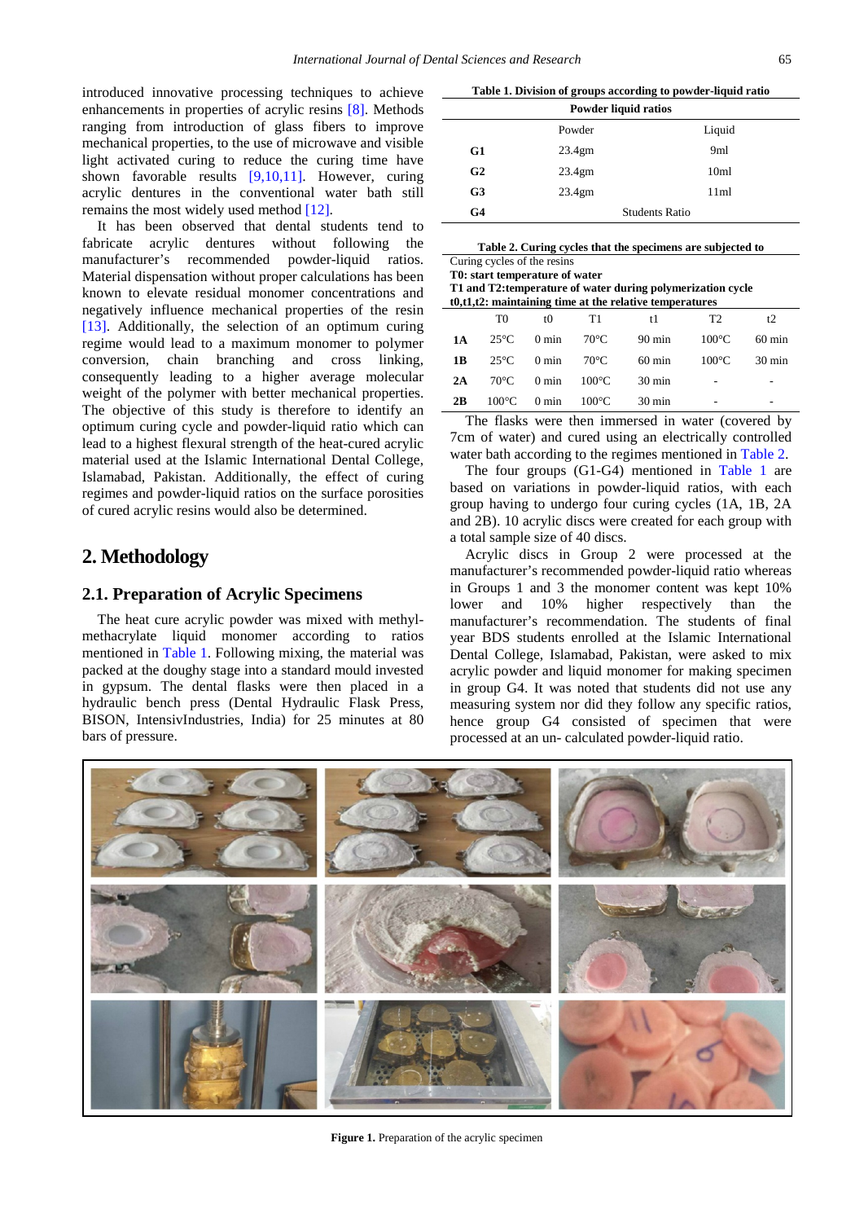introduced innovative processing techniques to achieve enhancements in properties of acrylic resins [8]. Methods ranging from introduction of glass fibers to improve mechanical properties, to the use of microwave and visible light activated curing to reduce the curing time have shown favorable results [9,10,11]. However, curing acrylic dentures in the conventional water bath still remains the most widely used method [12].

It has been observed that dental students tend to fabricate acrylic dentures without following the manufacturer's recommended powder-liquid ratios. Material dispensation without proper calculations has been known to elevate residual monomer concentrations and negatively influence mechanical properties of the resin [13]. Additionally, the selection of an optimum curing regime would lead to a maximum monomer to polymer conversion, chain branching and cross linking, consequently leading to a higher average molecular weight of the polymer with better mechanical properties. The objective of this study is therefore to identify an optimum curing cycle and powder-liquid ratio which can lead to a highest flexural strength of the heat-cured acrylic material used at the Islamic International Dental College, Islamabad, Pakistan. Additionally, the effect of curing regimes and powder-liquid ratios on the surface porosities of cured acrylic resins would also be determined.

## 2. Methodology

### 2.1. Preparation of Acrylic Specimens

The heat cure acrylic powder was mixed with methyl-methacrylate liquid monomer according to ratios mentioned in Table 1. Following mixing, the material was packed at the doughy stage into a standard mould invested in gypsum. The dental flasks were then placed in a hydraulic bench press (Dental Hydraulic Flask Press, BISON, IntensivIndustries, India) for 25 minutes at 80 bars of pressure.

**Table 1. Division of groups according to powder-liquid ratio**

| | Powder liquid ratios | |
|---|---|---|
| | Powder | Liquid |
| **G1** | 23.4gm | 9ml |
| **G2** | 23.4gm | 10ml |
| **G3** | 23.4gm | 11ml |
| **G4** | Students Ratio | |

**Table 2. Curing cycles that the specimens are subjected to**

Curing cycles of the resins
**T0: start temperature of water**
**T1 and T2:temperature of water during polymerization cycle**
**t0,t1,t2: maintaining time at the relative temperatures**

| | T0 | t0 | T1 | t1 | T2 | t2 |
|---|---|---|---|---|---|---|
| **1A** | 25°C | 0 min | 70°C | 90 min | 100°C | 60 min |
| **1B** | 25°C | 0 min | 70°C | 60 min | 100°C | 30 min |
| **2A** | 70°C | 0 min | 100°C | 30 min | - | - |
| **2B** | 100°C | 0 min | 100°C | 30 min | - | - |

The flasks were then immersed in water (covered by 7cm of water) and cured using an electrically controlled water bath according to the regimes mentioned in Table 2.

The four groups (G1-G4) mentioned in Table 1 are based on variations in powder-liquid ratios, with each group having to undergo four curing cycles (1A, 1B, 2A and 2B). 10 acrylic discs were created for each group with a total sample size of 40 discs.

Acrylic discs in Group 2 were processed at the manufacturer's recommended powder-liquid ratio whereas in Groups 1 and 3 the monomer content was kept 10% lower and 10% higher respectively than the manufacturer's recommendation. The students of final year BDS students enrolled at the Islamic International Dental College, Islamabad, Pakistan, were asked to mix acrylic powder and liquid monomer for making specimen in group G4. It was noted that students did not use any measuring system nor did they follow any specific ratios, hence group G4 consisted of specimen that were processed at an un- calculated powder-liquid ratio.

**Figure 1.** Preparation of the acrylic specimen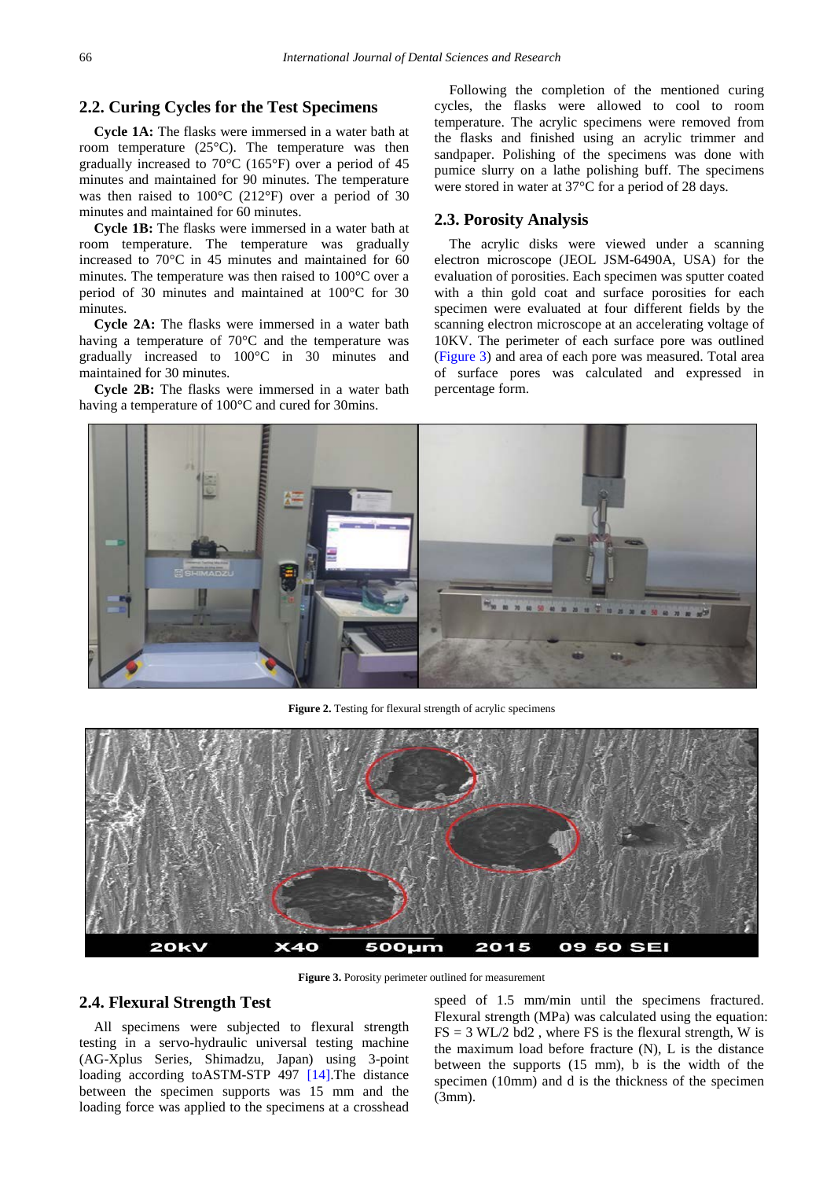## 2.2. Curing Cycles for the Test Specimens

**Cycle 1A:** The flasks were immersed in a water bath at room temperature (25°C). The temperature was then gradually increased to 70°C (165°F) over a period of 45 minutes and maintained for 90 minutes. The temperature was then raised to 100°C (212°F) over a period of 30 minutes and maintained for 60 minutes.

**Cycle 1B:** The flasks were immersed in a water bath at room temperature. The temperature was gradually increased to 70°C in 45 minutes and maintained for 60 minutes. The temperature was then raised to 100°C over a period of 30 minutes and maintained at 100°C for 30 minutes.

**Cycle 2A:** The flasks were immersed in a water bath having a temperature of 70°C and the temperature was gradually increased to 100°C in 30 minutes and maintained for 30 minutes.

**Cycle 2B:** The flasks were immersed in a water bath having a temperature of 100°C and cured for 30mins.

Following the completion of the mentioned curing cycles, the flasks were allowed to cool to room temperature. The acrylic specimens were removed from the flasks and finished using an acrylic trimmer and sandpaper. Polishing of the specimens was done with pumice slurry on a lathe polishing buff. The specimens were stored in water at 37°C for a period of 28 days.

## 2.3. Porosity Analysis

The acrylic disks were viewed under a scanning electron microscope (JEOL JSM-6490A, USA) for the evaluation of porosities. Each specimen was sputter coated with a thin gold coat and surface porosities for each specimen were evaluated at four different fields by the scanning electron microscope at an accelerating voltage of 10KV. The perimeter of each surface pore was outlined (Figure 3) and area of each pore was measured. Total area of surface pores was calculated and expressed in percentage form.

**Figure 2.** Testing for flexural strength of acrylic specimens

**Figure 3.** Porosity perimeter outlined for measurement

## 2.4. Flexural Strength Test

All specimens were subjected to flexural strength testing in a servo-hydraulic universal testing machine (AG-Xplus Series, Shimadzu, Japan) using 3-point loading according toASTM-STP 497 [14].The distance between the specimen supports was 15 mm and the loading force was applied to the specimens at a crosshead speed of 1.5 mm/min until the specimens fractured. Flexural strength (MPa) was calculated using the equation: $FS = 3WL/2bd^2$, where FS is the flexural strength, W is the maximum load before fracture (N), L is the distance between the supports (15 mm), b is the width of the specimen (10mm) and d is the thickness of the specimen (3mm).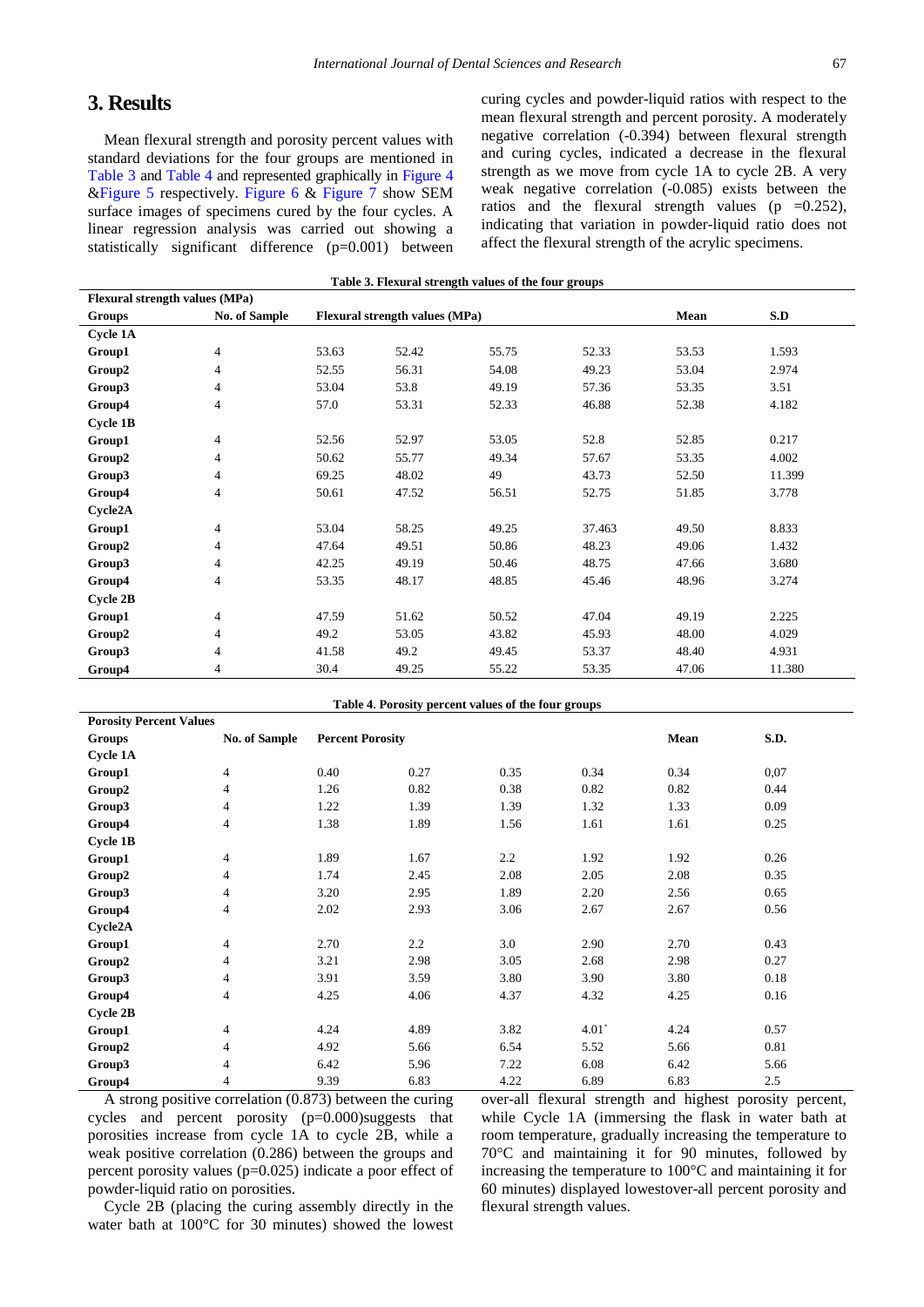## 3. Results

Mean flexural strength and porosity percent values with standard deviations for the four groups are mentioned in Table 3 and Table 4 and represented graphically in Figure 4 &Figure 5 respectively. Figure 6 & Figure 7 show SEM surface images of specimens cured by the four cycles. A linear regression analysis was carried out showing a statistically significant difference (p=0.001) between curing cycles and powder-liquid ratios with respect to the mean flexural strength and percent porosity. A moderately negative correlation (-0.394) between flexural strength and curing cycles, indicated a decrease in the flexural strength as we move from cycle 1A to cycle 2B. A very weak negative correlation (-0.085) exists between the ratios and the flexural strength values (p =0.252), indicating that variation in powder-liquid ratio does not affect the flexural strength of the acrylic specimens.

**Table 3. Flexural strength values of the four groups**

| **Flexural strength values (MPa)** | | | | | | | |
|---|---|---|---|---|---|---|---|
| **Groups** | **No. of Sample** | **Flexural strength values (MPa)** | | | | **Mean** | **S.D** |
| **Cycle 1A** | | | | | | | |
| **Group1** | 4 | 53.63 | 52.42 | 55.75 | 52.33 | 53.53 | 1.593 |
| **Group2** | 4 | 52.55 | 56.31 | 54.08 | 49.23 | 53.04 | 2.974 |
| **Group3** | 4 | 53.04 | 53.8 | 49.19 | 57.36 | 53.35 | 3.51 |
| **Group4** | 4 | 57.0 | 53.31 | 52.33 | 46.88 | 52.38 | 4.182 |
| **Cycle 1B** | | | | | | | |
| **Group1** | 4 | 52.56 | 52.97 | 53.05 | 52.8 | 52.85 | 0.217 |
| **Group2** | 4 | 50.62 | 55.77 | 49.34 | 57.67 | 53.35 | 4.002 |
| **Group3** | 4 | 69.25 | 48.02 | 49 | 43.73 | 52.50 | 11.399 |
| **Group4** | 4 | 50.61 | 47.52 | 56.51 | 52.75 | 51.85 | 3.778 |
| **Cycle2A** | | | | | | | |
| **Group1** | 4 | 53.04 | 58.25 | 49.25 | 37.463 | 49.50 | 8.833 |
| **Group2** | 4 | 47.64 | 49.51 | 50.86 | 48.23 | 49.06 | 1.432 |
| **Group3** | 4 | 42.25 | 49.19 | 50.46 | 48.75 | 47.66 | 3.680 |
| **Group4** | 4 | 53.35 | 48.17 | 48.85 | 45.46 | 48.96 | 3.274 |
| **Cycle 2B** | | | | | | | |
| **Group1** | 4 | 47.59 | 51.62 | 50.52 | 47.04 | 49.19 | 2.225 |
| **Group2** | 4 | 49.2 | 53.05 | 43.82 | 45.93 | 48.00 | 4.029 |
| **Group3** | 4 | 41.58 | 49.2 | 49.45 | 53.37 | 48.40 | 4.931 |
| **Group4** | 4 | 30.4 | 49.25 | 55.22 | 53.35 | 47.06 | 11.380 |

**Table 4. Porosity percent values of the four groups**

| **Porosity Percent Values** | | | | | | | |
|---|---|---|---|---|---|---|---|
| **Groups** | **No. of Sample** | **Percent Porosity** | | | | **Mean** | **S.D.** |
| **Cycle 1A** | | | | | | | |
| **Group1** | 4 | 0.40 | 0.27 | 0.35 | 0.34 | 0.34 | 0,07 |
| **Group2** | 4 | 1.26 | 0.82 | 0.38 | 0.82 | 0.82 | 0.44 |
| **Group3** | 4 | 1.22 | 1.39 | 1.39 | 1.32 | 1.33 | 0.09 |
| **Group4** | 4 | 1.38 | 1.89 | 1.56 | 1.61 | 1.61 | 0.25 |
| **Cycle 1B** | | | | | | | |
| **Group1** | 4 | 1.89 | 1.67 | 2.2 | 1.92 | 1.92 | 0.26 |
| **Group2** | 4 | 1.74 | 2.45 | 2.08 | 2.05 | 2.08 | 0.35 |
| **Group3** | 4 | 3.20 | 2.95 | 1.89 | 2.20 | 2.56 | 0.65 |
| **Group4** | 4 | 2.02 | 2.93 | 3.06 | 2.67 | 2.67 | 0.56 |
| **Cycle2A** | | | | | | | |
| **Group1** | 4 | 2.70 | 2.2 | 3.0 | 2.90 | 2.70 | 0.43 |
| **Group2** | 4 | 3.21 | 2.98 | 3.05 | 2.68 | 2.98 | 0.27 |
| **Group3** | 4 | 3.91 | 3.59 | 3.80 | 3.90 | 3.80 | 0.18 |
| **Group4** | 4 | 4.25 | 4.06 | 4.37 | 4.32 | 4.25 | 0.16 |
| **Cycle 2B** | | | | | | | |
| **Group1** | 4 | 4.24 | 4.89 | 3.82 | 4.01` | 4.24 | 0.57 |
| **Group2** | 4 | 4.92 | 5.66 | 6.54 | 5.52 | 5.66 | 0.81 |
| **Group3** | 4 | 6.42 | 5.96 | 7.22 | 6.08 | 6.42 | 5.66 |
| **Group4** | 4 | 9.39 | 6.83 | 4.22 | 6.89 | 6.83 | 2.5 |

A strong positive correlation (0.873) between the curing cycles and percent porosity (p=0.000)suggests that porosities increase from cycle 1A to cycle 2B, while a weak positive correlation (0.286) between the groups and percent porosity values (p=0.025) indicate a poor effect of powder-liquid ratio on porosities.

Cycle 2B (placing the curing assembly directly in the water bath at 100°C for 30 minutes) showed the lowest over-all flexural strength and highest porosity percent, while Cycle 1A (immersing the flask in water bath at room temperature, gradually increasing the temperature to 70°C and maintaining it for 90 minutes, followed by increasing the temperature to 100°C and maintaining it for 60 minutes) displayed lowestover-all percent porosity and flexural strength values.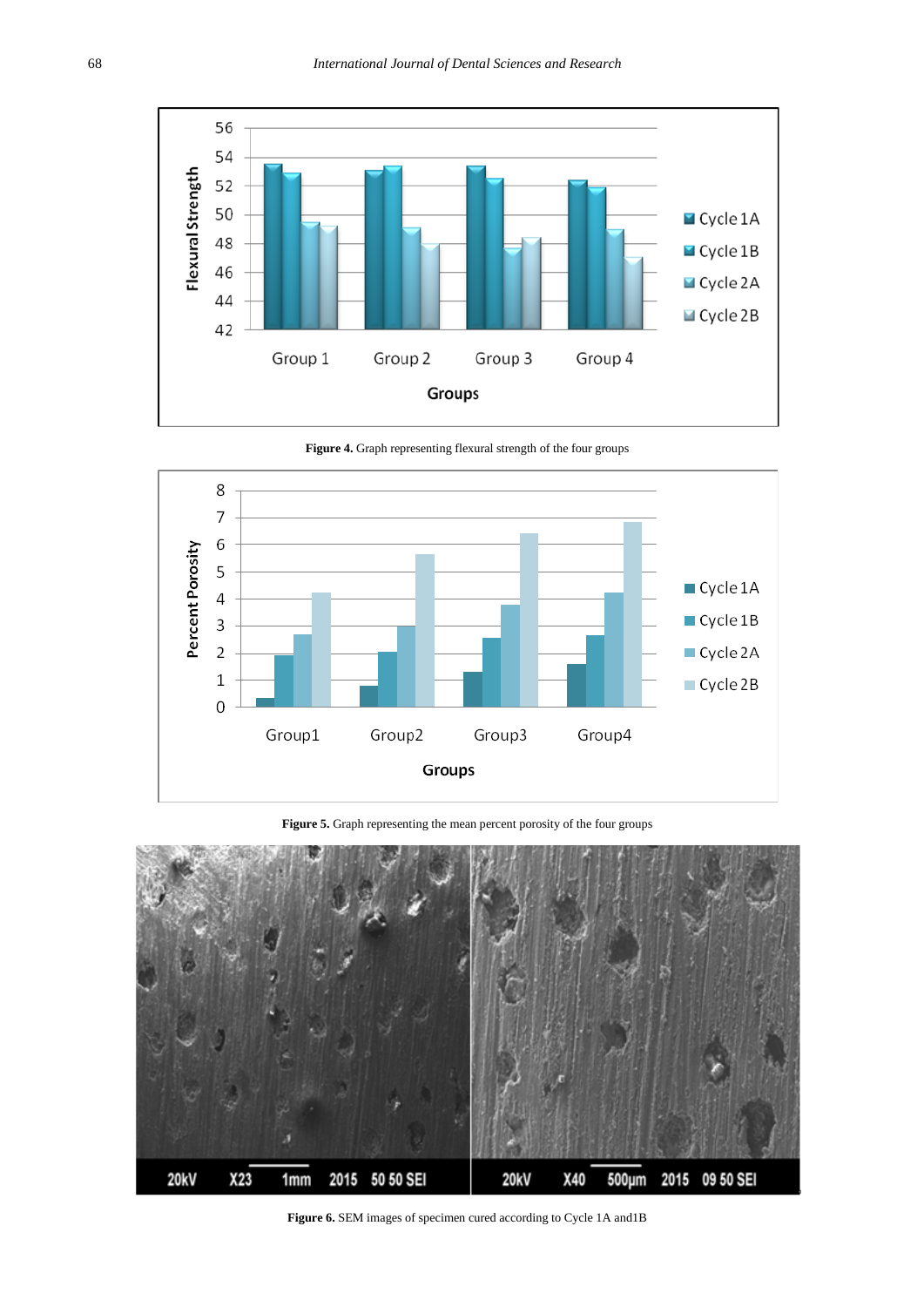Figure 4. Graph representing flexural strength of the four groups

Figure 5. Graph representing the mean percent porosity of the four groups

Figure 6. SEM images of specimen cured according to Cycle 1A and1B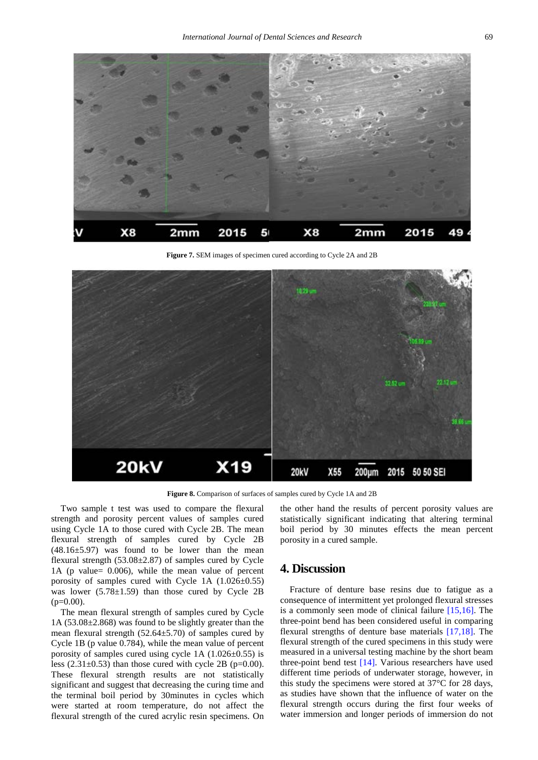**Figure 7.** SEM images of specimen cured according to Cycle 2A and 2B

**Figure 8.** Comparison of surfaces of samples cured by Cycle 1A and 2B

Two sample t test was used to compare the flexural strength and porosity percent values of samples cured using Cycle 1A to those cured with Cycle 2B. The mean flexural strength of samples cured by Cycle 2B (48.16±5.97) was found to be lower than the mean flexural strength (53.08±2.87) of samples cured by Cycle 1A (p value= 0.006), while the mean value of percent porosity of samples cured with Cycle 1A (1.026±0.55) was lower (5.78±1.59) than those cured by Cycle 2B (p=0.00).

The mean flexural strength of samples cured by Cycle 1A (53.08±2.868) was found to be slightly greater than the mean flexural strength (52.64±5.70) of samples cured by Cycle 1B (p value 0.784), while the mean value of percent porosity of samples cured using cycle 1A (1.026±0.55) is less (2.31±0.53) than those cured with cycle 2B (p=0.00). These flexural strength results are not statistically significant and suggest that decreasing the curing time and the terminal boil period by 30minutes in cycles which were started at room temperature, do not affect the flexural strength of the cured acrylic resin specimens. On the other hand the results of percent porosity values are statistically significant indicating that altering terminal boil period by 30 minutes effects the mean percent porosity in a cured sample.

## 4. Discussion

Fracture of denture base resins due to fatigue as a consequence of intermittent yet prolonged flexural stresses is a commonly seen mode of clinical failure [15,16]. The three-point bend has been considered useful in comparing flexural strengths of denture base materials [17,18]. The flexural strength of the cured specimens in this study were measured in a universal testing machine by the short beam three-point bend test [14]. Various researchers have used different time periods of underwater storage, however, in this study the specimens were stored at 37°C for 28 days, as studies have shown that the influence of water on the flexural strength occurs during the first four weeks of water immersion and longer periods of immersion do not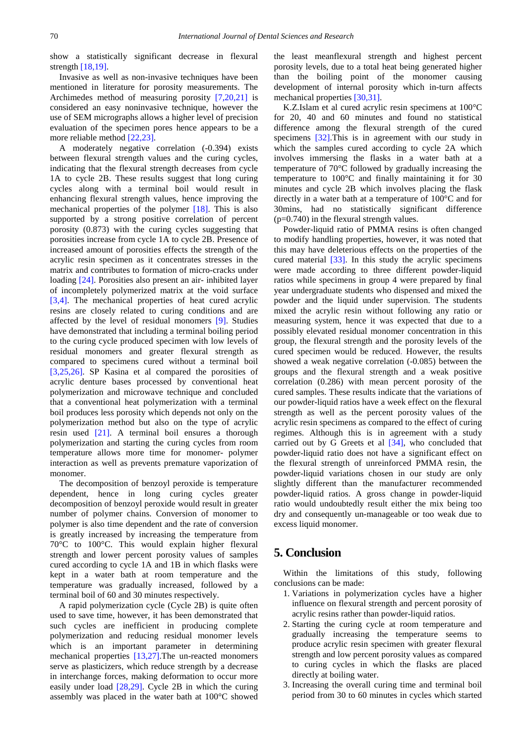show a statistically significant decrease in flexural strength [18,19].

Invasive as well as non-invasive techniques have been mentioned in literature for porosity measurements. The Archimedes method of measuring porosity [7,20,21] is considered an easy noninvasive technique, however the use of SEM micrographs allows a higher level of precision evaluation of the specimen pores hence appears to be a more reliable method [22,23].

A moderately negative correlation (-0.394) exists between flexural strength values and the curing cycles, indicating that the flexural strength decreases from cycle 1A to cycle 2B. These results suggest that long curing cycles along with a terminal boil would result in enhancing flexural strength values, hence improving the mechanical properties of the polymer [18]. This is also supported by a strong positive correlation of percent porosity (0.873) with the curing cycles suggesting that porosities increase from cycle 1A to cycle 2B. Presence of increased amount of porosities effects the strength of the acrylic resin specimen as it concentrates stresses in the matrix and contributes to formation of micro-cracks under loading [24]. Porosities also present an air- inhibited layer of incompletely polymerized matrix at the void surface [3,4]. The mechanical properties of heat cured acrylic resins are closely related to curing conditions and are affected by the level of residual monomers [9]. Studies have demonstrated that including a terminal boiling period to the curing cycle produced specimen with low levels of residual monomers and greater flexural strength as compared to specimens cured without a terminal boil [3,25,26]. SP Kasina et al compared the porosities of acrylic denture bases processed by conventional heat polymerization and microwave technique and concluded that a conventional heat polymerization with a terminal boil produces less porosity which depends not only on the polymerization method but also on the type of acrylic resin used [21]. A terminal boil ensures a thorough polymerization and starting the curing cycles from room temperature allows more time for monomer- polymer interaction as well as prevents premature vaporization of monomer.

The decomposition of benzoyl peroxide is temperature dependent, hence in long curing cycles greater decomposition of benzoyl peroxide would result in greater number of polymer chains. Conversion of monomer to polymer is also time dependent and the rate of conversion is greatly increased by increasing the temperature from 70°C to 100°C. This would explain higher flexural strength and lower percent porosity values of samples cured according to cycle 1A and 1B in which flasks were kept in a water bath at room temperature and the temperature was gradually increased, followed by a terminal boil of 60 and 30 minutes respectively.

A rapid polymerization cycle (Cycle 2B) is quite often used to save time, however, it has been demonstrated that such cycles are inefficient in producing complete polymerization and reducing residual monomer levels which is an important parameter in determining mechanical properties [13,27].The un-reacted monomers serve as plasticizers, which reduce strength by a decrease in interchange forces, making deformation to occur more easily under load [28,29]. Cycle 2B in which the curing assembly was placed in the water bath at 100°C showed the least meanflexural strength and highest percent porosity levels, due to a total heat being generated higher than the boiling point of the monomer causing development of internal porosity which in-turn affects mechanical properties [30,31].

K.Z.Islam et al cured acrylic resin specimens at 100°C for 20, 40 and 60 minutes and found no statistical difference among the flexural strength of the cured specimens [32].This is in agreement with our study in which the samples cured according to cycle 2A which involves immersing the flasks in a water bath at a temperature of 70°C followed by gradually increasing the temperature to 100°C and finally maintaining it for 30 minutes and cycle 2B which involves placing the flask directly in a water bath at a temperature of 100°C and for 30mins, had no statistically significant difference (p=0.740) in the flexural strength values.

Powder-liquid ratio of PMMA resins is often changed to modify handling properties, however, it was noted that this may have deleterious effects on the properties of the cured material [33]. In this study the acrylic specimens were made according to three different powder-liquid ratios while specimens in group 4 were prepared by final year undergraduate students who dispensed and mixed the powder and the liquid under supervision. The students mixed the acrylic resin without following any ratio or measuring system, hence it was expected that due to a possibly elevated residual monomer concentration in this group, the flexural strength and the porosity levels of the cured specimen would be reduced. However, the results showed a weak negative correlation (-0.085) between the groups and the flexural strength and a weak positive correlation (0.286) with mean percent porosity of the cured samples. These results indicate that the variations of our powder-liquid ratios have a week effect on the flexural strength as well as the percent porosity values of the acrylic resin specimens as compared to the effect of curing regimes. Although this is in agreement with a study carried out by G Greets et al [34], who concluded that powder-liquid ratio does not have a significant effect on the flexural strength of unreinforced PMMA resin, the powder-liquid variations chosen in our study are only slightly different than the manufacturer recommended powder-liquid ratios. A gross change in powder-liquid ratio would undoubtedly result either the mix being too dry and consequently un-manageable or too weak due to excess liquid monomer.

## 5. Conclusion

Within the limitations of this study, following conclusions can be made:

1. Variations in polymerization cycles have a higher influence on flexural strength and percent porosity of acrylic resins rather than powder-liquid ratios.
2. Starting the curing cycle at room temperature and gradually increasing the temperature seems to produce acrylic resin specimen with greater flexural strength and low percent porosity values as compared to curing cycles in which the flasks are placed directly at boiling water.
3. Increasing the overall curing time and terminal boil period from 30 to 60 minutes in cycles which started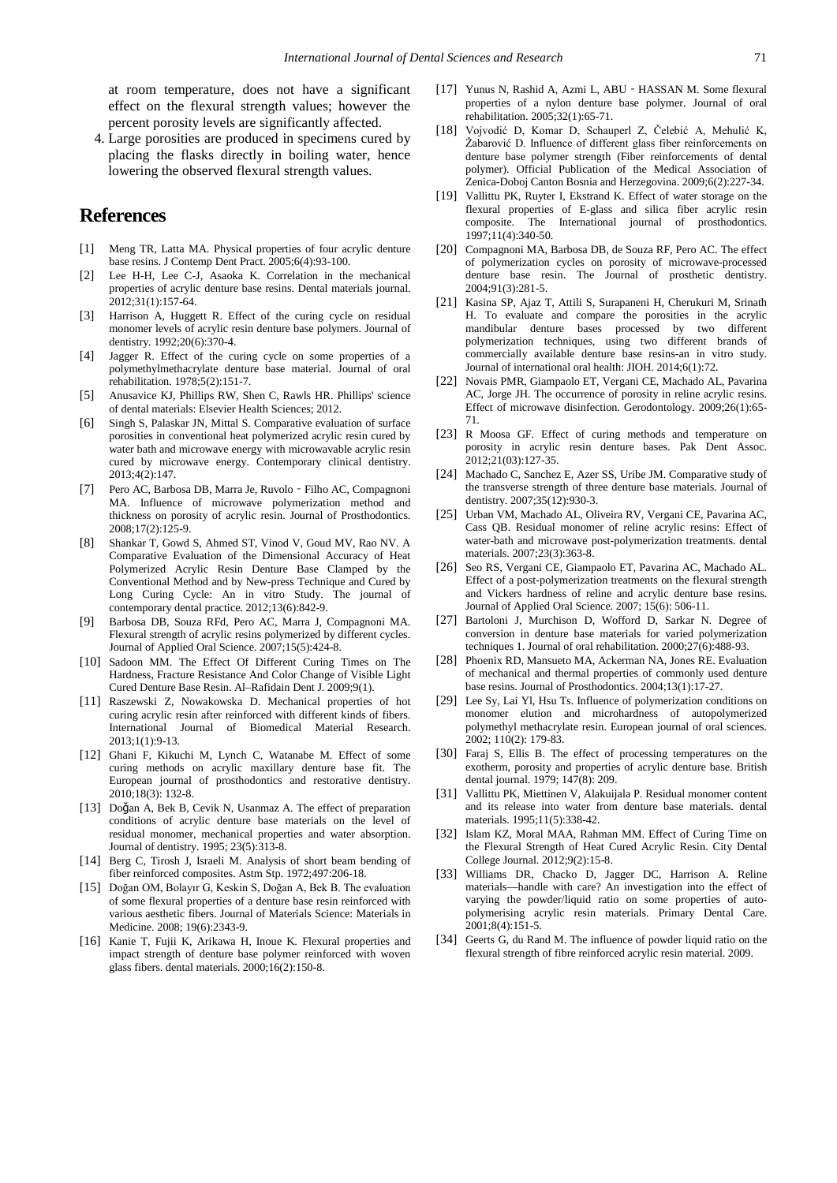at room temperature, does not have a significant effect on the flexural strength values; however the percent porosity levels are significantly affected.

4. Large porosities are produced in specimens cured by placing the flasks directly in boiling water, hence lowering the observed flexural strength values.

## References

[1] Meng TR, Latta MA. Physical properties of four acrylic denture base resins. J Contemp Dent Pract. 2005;6(4):93-100.

[2] Lee H-H, Lee C-J, Asaoka K. Correlation in the mechanical properties of acrylic denture base resins. Dental materials journal. 2012;31(1):157-64.

[3] Harrison A, Huggett R. Effect of the curing cycle on residual monomer levels of acrylic resin denture base polymers. Journal of dentistry. 1992;20(6):370-4.

[4] Jagger R. Effect of the curing cycle on some properties of a polymethylmethacrylate denture base material. Journal of oral rehabilitation. 1978;5(2):151-7.

[5] Anusavice KJ, Phillips RW, Shen C, Rawls HR. Phillips' science of dental materials: Elsevier Health Sciences; 2012.

[6] Singh S, Palaskar JN, Mittal S. Comparative evaluation of surface porosities in conventional heat polymerized acrylic resin cured by water bath and microwave energy with microwavable acrylic resin cured by microwave energy. Contemporary clinical dentistry. 2013;4(2):147.

[7] Pero AC, Barbosa DB, Marra Je, Ruvolo‐Filho AC, Compagnoni MA. Influence of microwave polymerization method and thickness on porosity of acrylic resin. Journal of Prosthodontics. 2008;17(2):125-9.

[8] Shankar T, Gowd S, Ahmed ST, Vinod V, Goud MV, Rao NV. A Comparative Evaluation of the Dimensional Accuracy of Heat Polymerized Acrylic Resin Denture Base Clamped by the Conventional Method and by New-press Technique and Cured by Long Curing Cycle: An in vitro Study. The journal of contemporary dental practice. 2012;13(6):842-9.

[9] Barbosa DB, Souza RFd, Pero AC, Marra J, Compagnoni MA. Flexural strength of acrylic resins polymerized by different cycles. Journal of Applied Oral Science. 2007;15(5):424-8.

[10] Sadoon MM. The Effect Of Different Curing Times on The Hardness, Fracture Resistance And Color Change of Visible Light Cured Denture Base Resin. Al–Rafidain Dent J. 2009;9(1).

[11] Raszewski Z, Nowakowska D. Mechanical properties of hot curing acrylic resin after reinforced with different kinds of fibers. International Journal of Biomedical Material Research. 2013;1(1):9-13.

[12] Ghani F, Kikuchi M, Lynch C, Watanabe M. Effect of some curing methods on acrylic maxillary denture base fit. The European journal of prosthodontics and restorative dentistry. 2010;18(3): 132-8.

[13] Doğan A, Bek B, Cevik N, Usanmaz A. The effect of preparation conditions of acrylic denture base materials on the level of residual monomer, mechanical properties and water absorption. Journal of dentistry. 1995; 23(5):313-8.

[14] Berg C, Tirosh J, Israeli M. Analysis of short beam bending of fiber reinforced composites. Astm Stp. 1972;497:206-18.

[15] Doğan OM, Bolayır G, Keskin S, Doğan A, Bek B. The evaluation of some flexural properties of a denture base resin reinforced with various aesthetic fibers. Journal of Materials Science: Materials in Medicine. 2008; 19(6):2343-9.

[16] Kanie T, Fujii K, Arikawa H, Inoue K. Flexural properties and impact strength of denture base polymer reinforced with woven glass fibers. dental materials. 2000;16(2):150-8.

[17] Yunus N, Rashid A, Azmi L, ABU‐HASSAN M. Some flexural properties of a nylon denture base polymer. Journal of oral rehabilitation. 2005;32(1):65-71.

[18] Vojvodić D, Komar D, Schauperl Z, Čelebić A, Mehulić K, Žabarović D. Influence of different glass fiber reinforcements on denture base polymer strength (Fiber reinforcements of dental polymer). Official Publication of the Medical Association of Zenica-Doboj Canton Bosnia and Herzegovina. 2009;6(2):227-34.

[19] Vallittu PK, Ruyter I, Ekstrand K. Effect of water storage on the flexural properties of E-glass and silica fiber acrylic resin composite. The International journal of prosthodontics. 1997;11(4):340-50.

[20] Compagnoni MA, Barbosa DB, de Souza RF, Pero AC. The effect of polymerization cycles on porosity of microwave-processed denture base resin. The Journal of prosthetic dentistry. 2004;91(3):281-5.

[21] Kasina SP, Ajaz T, Attili S, Surapaneni H, Cherukuri M, Srinath H. To evaluate and compare the porosities in the acrylic mandibular denture bases processed by two different polymerization techniques, using two different brands of commercially available denture base resins-an in vitro study. Journal of international oral health: JIOH. 2014;6(1):72.

[22] Novais PMR, Giampaolo ET, Vergani CE, Machado AL, Pavarina AC, Jorge JH. The occurrence of porosity in reline acrylic resins. Effect of microwave disinfection. Gerodontology. 2009;26(1):65-71.

[23] R Moosa GF. Effect of curing methods and temperature on porosity in acrylic resin denture bases. Pak Dent Assoc. 2012;21(03):127-35.

[24] Machado C, Sanchez E, Azer SS, Uribe JM. Comparative study of the transverse strength of three denture base materials. Journal of dentistry. 2007;35(12):930-3.

[25] Urban VM, Machado AL, Oliveira RV, Vergani CE, Pavarina AC, Cass QB. Residual monomer of reline acrylic resins: Effect of water-bath and microwave post-polymerization treatments. dental materials. 2007;23(3):363-8.

[26] Seo RS, Vergani CE, Giampaolo ET, Pavarina AC, Machado AL. Effect of a post-polymerization treatments on the flexural strength and Vickers hardness of reline and acrylic denture base resins. Journal of Applied Oral Science. 2007; 15(6): 506-11.

[27] Bartoloni J, Murchison D, Wofford D, Sarkar N. Degree of conversion in denture base materials for varied polymerization techniques 1. Journal of oral rehabilitation. 2000;27(6):488-93.

[28] Phoenix RD, Mansueto MA, Ackerman NA, Jones RE. Evaluation of mechanical and thermal properties of commonly used denture base resins. Journal of Prosthodontics. 2004;13(1):17-27.

[29] Lee Sy, Lai Yl, Hsu Ts. Influence of polymerization conditions on monomer elution and microhardness of autopolymerized polymethyl methacrylate resin. European journal of oral sciences. 2002; 110(2): 179-83.

[30] Faraj S, Ellis B. The effect of processing temperatures on the exotherm, porosity and properties of acrylic denture base. British dental journal. 1979; 147(8): 209.

[31] Vallittu PK, Miettinen V, Alakuijala P. Residual monomer content and its release into water from denture base materials. dental materials. 1995;11(5):338-42.

[32] Islam KZ, Moral MAA, Rahman MM. Effect of Curing Time on the Flexural Strength of Heat Cured Acrylic Resin. City Dental College Journal. 2012;9(2):15-8.

[33] Williams DR, Chacko D, Jagger DC, Harrison A. Reline materials—handle with care? An investigation into the effect of varying the powder/liquid ratio on some properties of auto-polymerising acrylic resin materials. Primary Dental Care. 2001;8(4):151-5.

[34] Geerts G, du Rand M. The influence of powder liquid ratio on the flexural strength of fibre reinforced acrylic resin material. 2009.